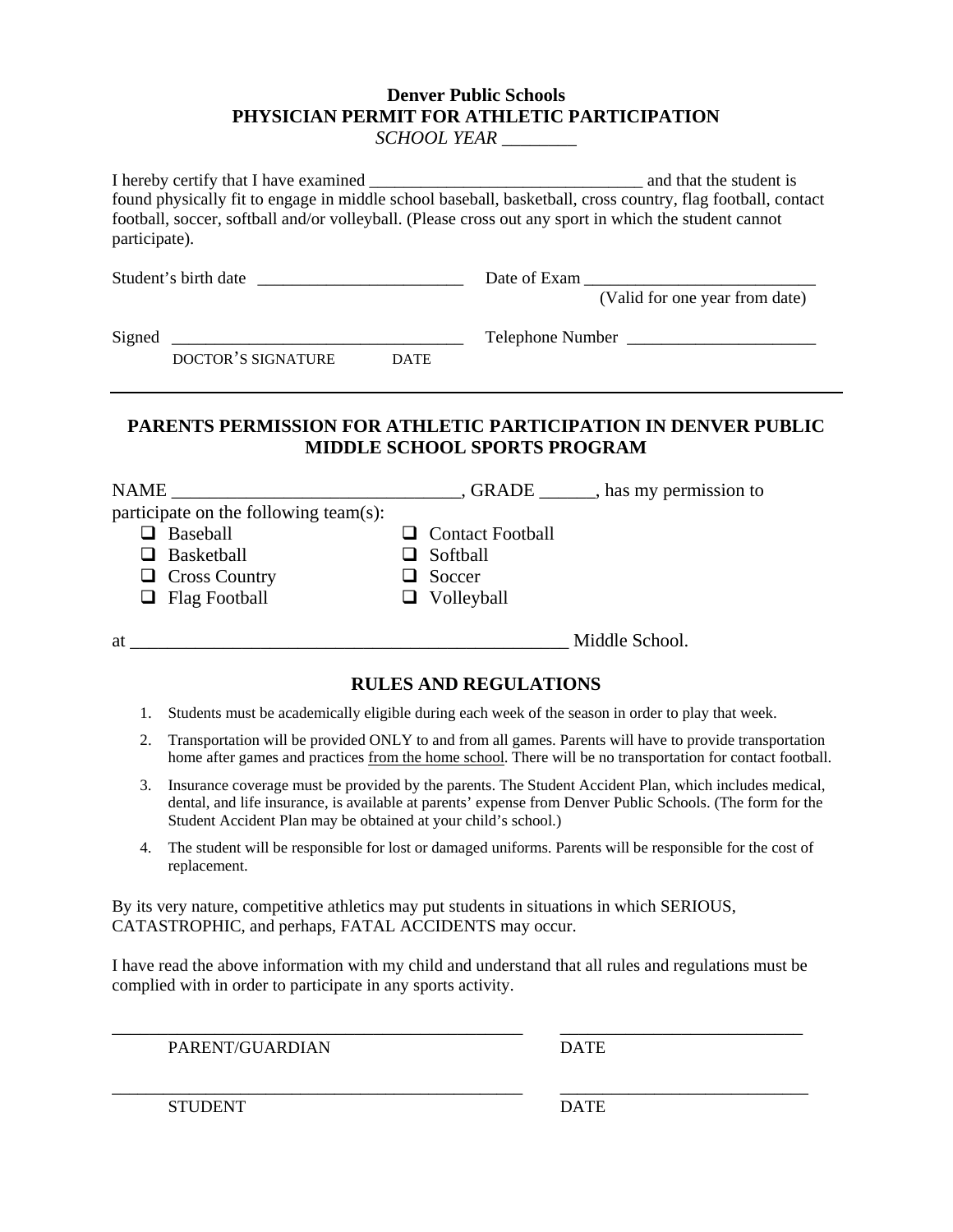**Denver Public Schools**
**PHYSICIAN PERMIT FOR ATHLETIC PARTICIPATION**
*SCHOOL YEAR ________*

I hereby certify that I have examined ________________________________ and that the student is found physically fit to engage in middle school baseball, basketball, cross country, flag football, contact football, soccer, softball and/or volleyball. (Please cross out any sport in which the student cannot participate).

Student's birth date ________________________ Date of Exam ___________________________
(Valid for one year from date)

Signed __________________________________ Telephone Number ______________________
DOCTOR'S SIGNATURE DATE

---

## PARENTS PERMISSION FOR ATHLETIC PARTICIPATION IN DENVER PUBLIC MIDDLE SCHOOL SPORTS PROGRAM

NAME ________________________________, GRADE ______, has my permission to participate on the following team(s):

- ❑ Baseball
- ❑ Basketball
- ❑ Cross Country
- ❑ Flag Football
- ❑ Contact Football
- ❑ Softball
- ❑ Soccer
- ❑ Volleyball

at _________________________________________________ Middle School.

## RULES AND REGULATIONS

1. Students must be academically eligible during each week of the season in order to play that week.
2. Transportation will be provided ONLY to and from all games. Parents will have to provide transportation home after games and practices <u>from the home school</u>. There will be no transportation for contact football.
3. Insurance coverage must be provided by the parents. The Student Accident Plan, which includes medical, dental, and life insurance, is available at parents' expense from Denver Public Schools. (The form for the Student Accident Plan may be obtained at your child's school.)
4. The student will be responsible for lost or damaged uniforms. Parents will be responsible for the cost of replacement.

By its very nature, competitive athletics may put students in situations in which SERIOUS, CATASTROPHIC, and perhaps, FATAL ACCIDENTS may occur.

I have read the above information with my child and understand that all rules and regulations must be complied with in order to participate in any sports activity.

__________________________________________________ ____________________________
PARENT/GUARDIAN DATE

__________________________________________________ ____________________________
STUDENT DATE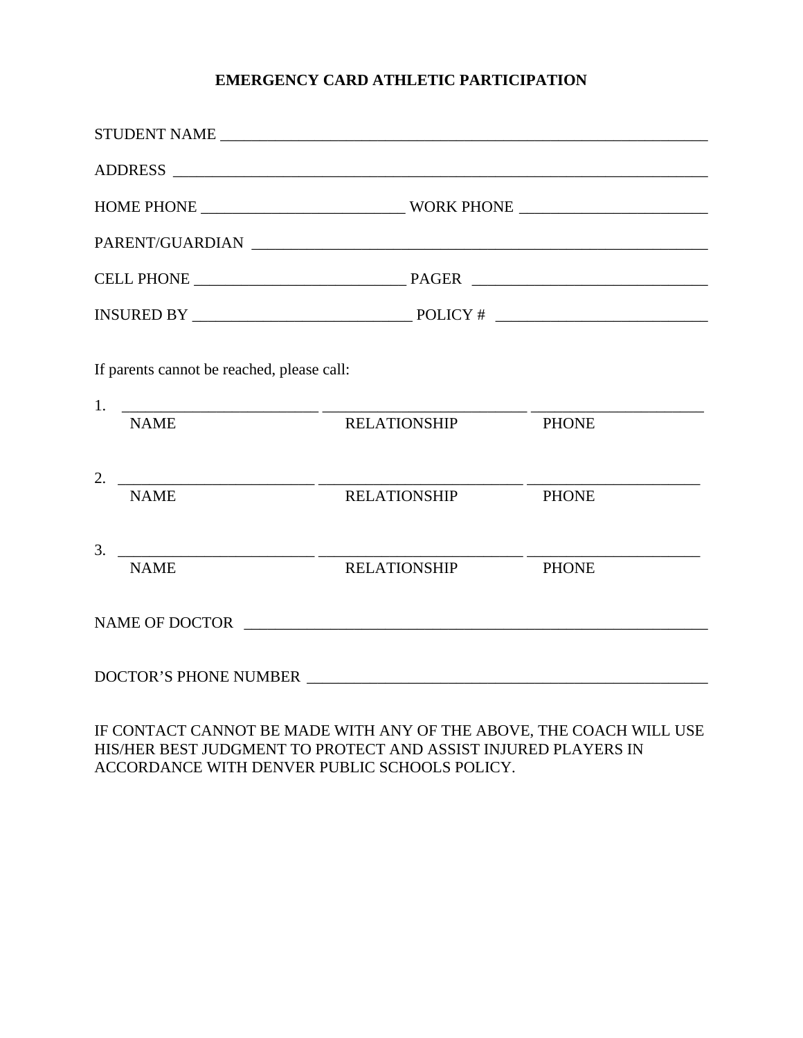# EMERGENCY CARD ATHLETIC PARTICIPATION

STUDENT NAME ______________________________________________________________

ADDRESS ___________________________________________________________________

HOME PHONE _________________________ WORK PHONE _______________________

PARENT/GUARDIAN ___________________________________________________________

CELL PHONE __________________________ PAGER _____________________________

INSURED BY ___________________________ POLICY # __________________________

If parents cannot be reached, please call:

1. _________________________ _________________________ _____________________
   NAME RELATIONSHIP PHONE

2. _________________________ _________________________ _____________________
   NAME RELATIONSHIP PHONE

3. _________________________ _________________________ _____________________
   NAME RELATIONSHIP PHONE

NAME OF DOCTOR ____________________________________________________________

DOCTOR'S PHONE NUMBER _____________________________________________________

IF CONTACT CANNOT BE MADE WITH ANY OF THE ABOVE, THE COACH WILL USE HIS/HER BEST JUDGMENT TO PROTECT AND ASSIST INJURED PLAYERS IN ACCORDANCE WITH DENVER PUBLIC SCHOOLS POLICY.